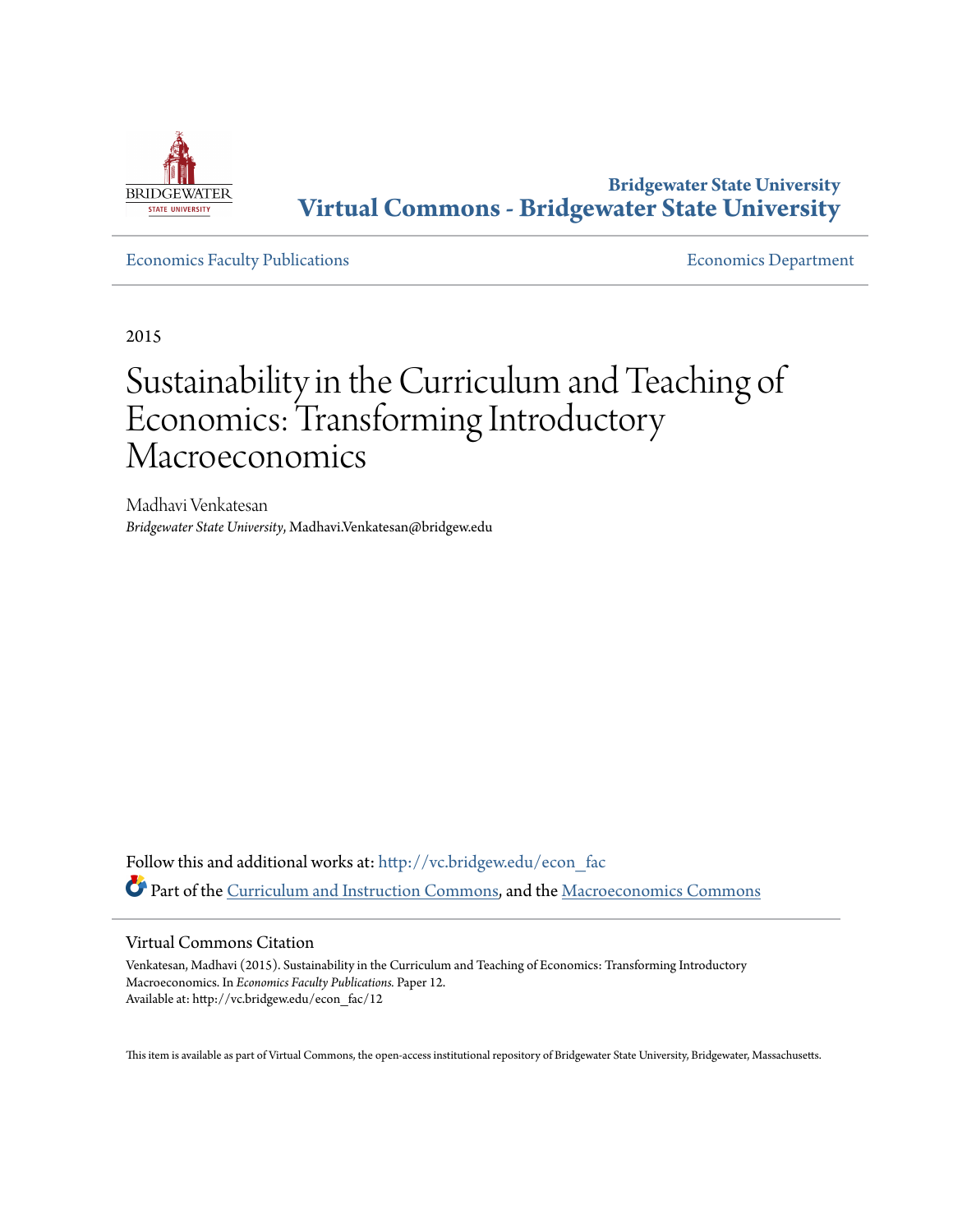**Bridgewater State University**
**Virtual Commons - Bridgewater State University**

Economics Faculty Publications | Economics Department

2015

# Sustainability in the Curriculum and Teaching of Economics: Transforming Introductory Macroeconomics

Madhavi Venkatesan
*Bridgewater State University*, Madhavi.Venkatesan@bridgew.edu

Follow this and additional works at: http://vc.bridgew.edu/econ_fac
Part of the Curriculum and Instruction Commons, and the Macroeconomics Commons

## Virtual Commons Citation

Venkatesan, Madhavi (2015). Sustainability in the Curriculum and Teaching of Economics: Transforming Introductory Macroeconomics. In *Economics Faculty Publications.* Paper 12.
Available at: http://vc.bridgew.edu/econ_fac/12

This item is available as part of Virtual Commons, the open-access institutional repository of Bridgewater State University, Bridgewater, Massachusetts.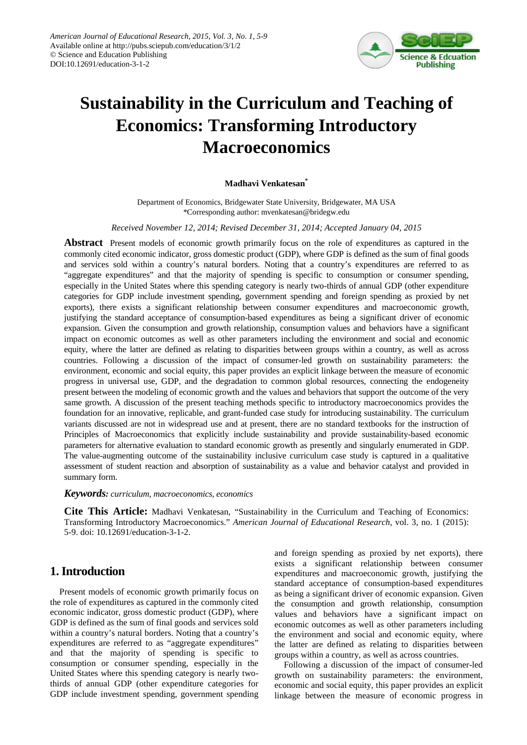# Sustainability in the Curriculum and Teaching of Economics: Transforming Introductory Macroeconomics

**Madhavi Venkatesan***

Department of Economics, Bridgewater State University, Bridgewater, MA USA
*Corresponding author: mvenkatesan@bridgew.edu

*Received November 12, 2014; Revised December 31, 2014; Accepted January 04, 2015*

**Abstract** Present models of economic growth primarily focus on the role of expenditures as captured in the commonly cited economic indicator, gross domestic product (GDP), where GDP is defined as the sum of final goods and services sold within a country's natural borders. Noting that a country's expenditures are referred to as "aggregate expenditures" and that the majority of spending is specific to consumption or consumer spending, especially in the United States where this spending category is nearly two-thirds of annual GDP (other expenditure categories for GDP include investment spending, government spending and foreign spending as proxied by net exports), there exists a significant relationship between consumer expenditures and macroeconomic growth, justifying the standard acceptance of consumption-based expenditures as being a significant driver of economic expansion. Given the consumption and growth relationship, consumption values and behaviors have a significant impact on economic outcomes as well as other parameters including the environment and social and economic equity, where the latter are defined as relating to disparities between groups within a country, as well as across countries. Following a discussion of the impact of consumer-led growth on sustainability parameters: the environment, economic and social equity, this paper provides an explicit linkage between the measure of economic progress in universal use, GDP, and the degradation to common global resources, connecting the endogeneity present between the modeling of economic growth and the values and behaviors that support the outcome of the very same growth. A discussion of the present teaching methods specific to introductory macroeconomics provides the foundation for an innovative, replicable, and grant-funded case study for introducing sustainability. The curriculum variants discussed are not in widespread use and at present, there are no standard textbooks for the instruction of Principles of Macroeconomics that explicitly include sustainability and provide sustainability-based economic parameters for alternative evaluation to standard economic growth as presently and singularly enumerated in GDP. The value-augmenting outcome of the sustainability inclusive curriculum case study is captured in a qualitative assessment of student reaction and absorption of sustainability as a value and behavior catalyst and provided in summary form.

***Keywords:*** *curriculum, macroeconomics, economics*

**Cite This Article:** Madhavi Venkatesan, "Sustainability in the Curriculum and Teaching of Economics: Transforming Introductory Macroeconomics." *American Journal of Educational Research*, vol. 3, no. 1 (2015): 5-9. doi: 10.12691/education-3-1-2.

## 1. Introduction

Present models of economic growth primarily focus on the role of expenditures as captured in the commonly cited economic indicator, gross domestic product (GDP), where GDP is defined as the sum of final goods and services sold within a country's natural borders. Noting that a country's expenditures are referred to as "aggregate expenditures" and that the majority of spending is specific to consumption or consumer spending, especially in the United States where this spending category is nearly two-thirds of annual GDP (other expenditure categories for GDP include investment spending, government spending and foreign spending as proxied by net exports), there exists a significant relationship between consumer expenditures and macroeconomic growth, justifying the standard acceptance of consumption-based expenditures as being a significant driver of economic expansion. Given the consumption and growth relationship, consumption values and behaviors have a significant impact on economic outcomes as well as other parameters including the environment and social and economic equity, where the latter are defined as relating to disparities between groups within a country, as well as across countries.

Following a discussion of the impact of consumer-led growth on sustainability parameters: the environment, economic and social equity, this paper provides an explicit linkage between the measure of economic progress in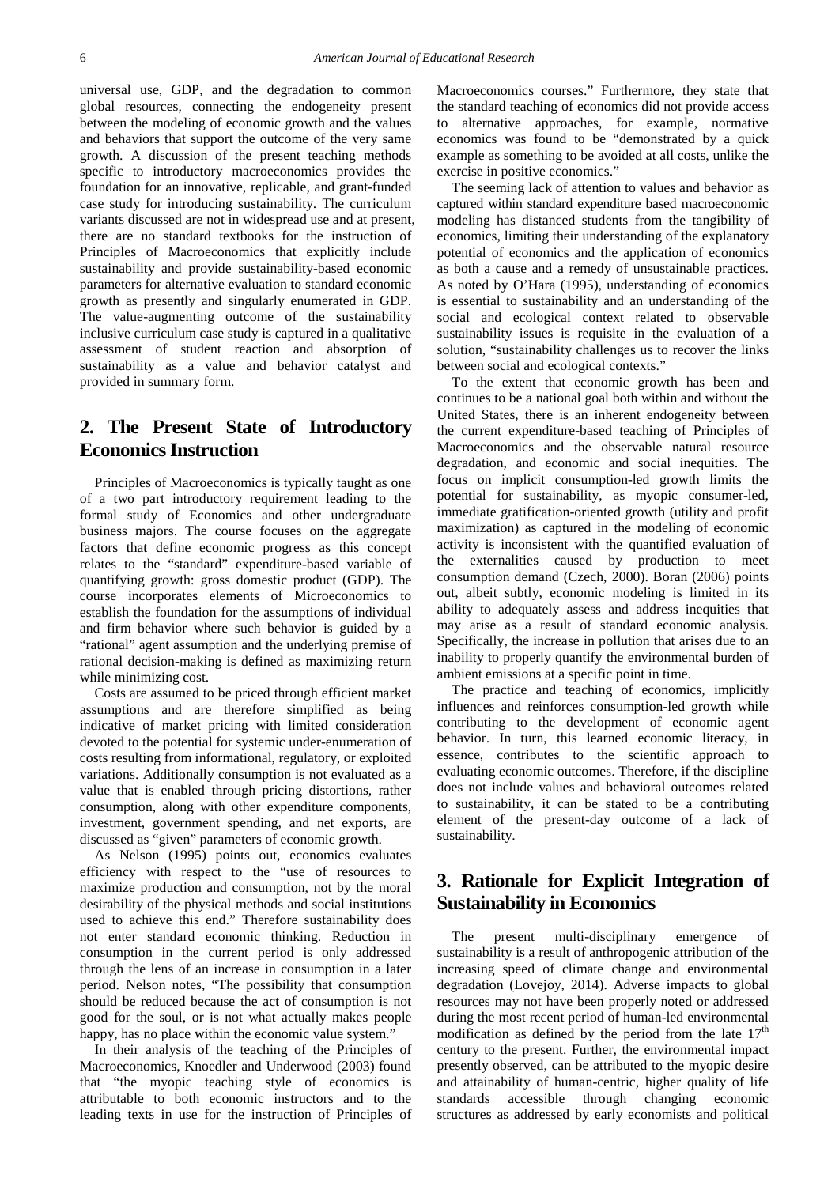universal use, GDP, and the degradation to common global resources, connecting the endogeneity present between the modeling of economic growth and the values and behaviors that support the outcome of the very same growth. A discussion of the present teaching methods specific to introductory macroeconomics provides the foundation for an innovative, replicable, and grant-funded case study for introducing sustainability. The curriculum variants discussed are not in widespread use and at present, there are no standard textbooks for the instruction of Principles of Macroeconomics that explicitly include sustainability and provide sustainability-based economic parameters for alternative evaluation to standard economic growth as presently and singularly enumerated in GDP. The value-augmenting outcome of the sustainability inclusive curriculum case study is captured in a qualitative assessment of student reaction and absorption of sustainability as a value and behavior catalyst and provided in summary form.

## 2. The Present State of Introductory Economics Instruction

Principles of Macroeconomics is typically taught as one of a two part introductory requirement leading to the formal study of Economics and other undergraduate business majors. The course focuses on the aggregate factors that define economic progress as this concept relates to the "standard" expenditure-based variable of quantifying growth: gross domestic product (GDP). The course incorporates elements of Microeconomics to establish the foundation for the assumptions of individual and firm behavior where such behavior is guided by a "rational" agent assumption and the underlying premise of rational decision-making is defined as maximizing return while minimizing cost.

Costs are assumed to be priced through efficient market assumptions and are therefore simplified as being indicative of market pricing with limited consideration devoted to the potential for systemic under-enumeration of costs resulting from informational, regulatory, or exploited variations. Additionally consumption is not evaluated as a value that is enabled through pricing distortions, rather consumption, along with other expenditure components, investment, government spending, and net exports, are discussed as "given" parameters of economic growth.

As Nelson (1995) points out, economics evaluates efficiency with respect to the "use of resources to maximize production and consumption, not by the moral desirability of the physical methods and social institutions used to achieve this end." Therefore sustainability does not enter standard economic thinking. Reduction in consumption in the current period is only addressed through the lens of an increase in consumption in a later period. Nelson notes, "The possibility that consumption should be reduced because the act of consumption is not good for the soul, or is not what actually makes people happy, has no place within the economic value system."

In their analysis of the teaching of the Principles of Macroeconomics, Knoedler and Underwood (2003) found that "the myopic teaching style of economics is attributable to both economic instructors and to the leading texts in use for the instruction of Principles of Macroeconomics courses." Furthermore, they state that the standard teaching of economics did not provide access to alternative approaches, for example, normative economics was found to be "demonstrated by a quick example as something to be avoided at all costs, unlike the exercise in positive economics."

The seeming lack of attention to values and behavior as captured within standard expenditure based macroeconomic modeling has distanced students from the tangibility of economics, limiting their understanding of the explanatory potential of economics and the application of economics as both a cause and a remedy of unsustainable practices. As noted by O'Hara (1995), understanding of economics is essential to sustainability and an understanding of the social and ecological context related to observable sustainability issues is requisite in the evaluation of a solution, "sustainability challenges us to recover the links between social and ecological contexts."

To the extent that economic growth has been and continues to be a national goal both within and without the United States, there is an inherent endogeneity between the current expenditure-based teaching of Principles of Macroeconomics and the observable natural resource degradation, and economic and social inequities. The focus on implicit consumption-led growth limits the potential for sustainability, as myopic consumer-led, immediate gratification-oriented growth (utility and profit maximization) as captured in the modeling of economic activity is inconsistent with the quantified evaluation of the externalities caused by production to meet consumption demand (Czech, 2000). Boran (2006) points out, albeit subtly, economic modeling is limited in its ability to adequately assess and address inequities that may arise as a result of standard economic analysis. Specifically, the increase in pollution that arises due to an inability to properly quantify the environmental burden of ambient emissions at a specific point in time.

The practice and teaching of economics, implicitly influences and reinforces consumption-led growth while contributing to the development of economic agent behavior. In turn, this learned economic literacy, in essence, contributes to the scientific approach to evaluating economic outcomes. Therefore, if the discipline does not include values and behavioral outcomes related to sustainability, it can be stated to be a contributing element of the present-day outcome of a lack of sustainability.

## 3. Rationale for Explicit Integration of Sustainability in Economics

The present multi-disciplinary emergence of sustainability is a result of anthropogenic attribution of the increasing speed of climate change and environmental degradation (Lovejoy, 2014). Adverse impacts to global resources may not have been properly noted or addressed during the most recent period of human-led environmental modification as defined by the period from the late 17th century to the present. Further, the environmental impact presently observed, can be attributed to the myopic desire and attainability of human-centric, higher quality of life standards accessible through changing economic structures as addressed by early economists and political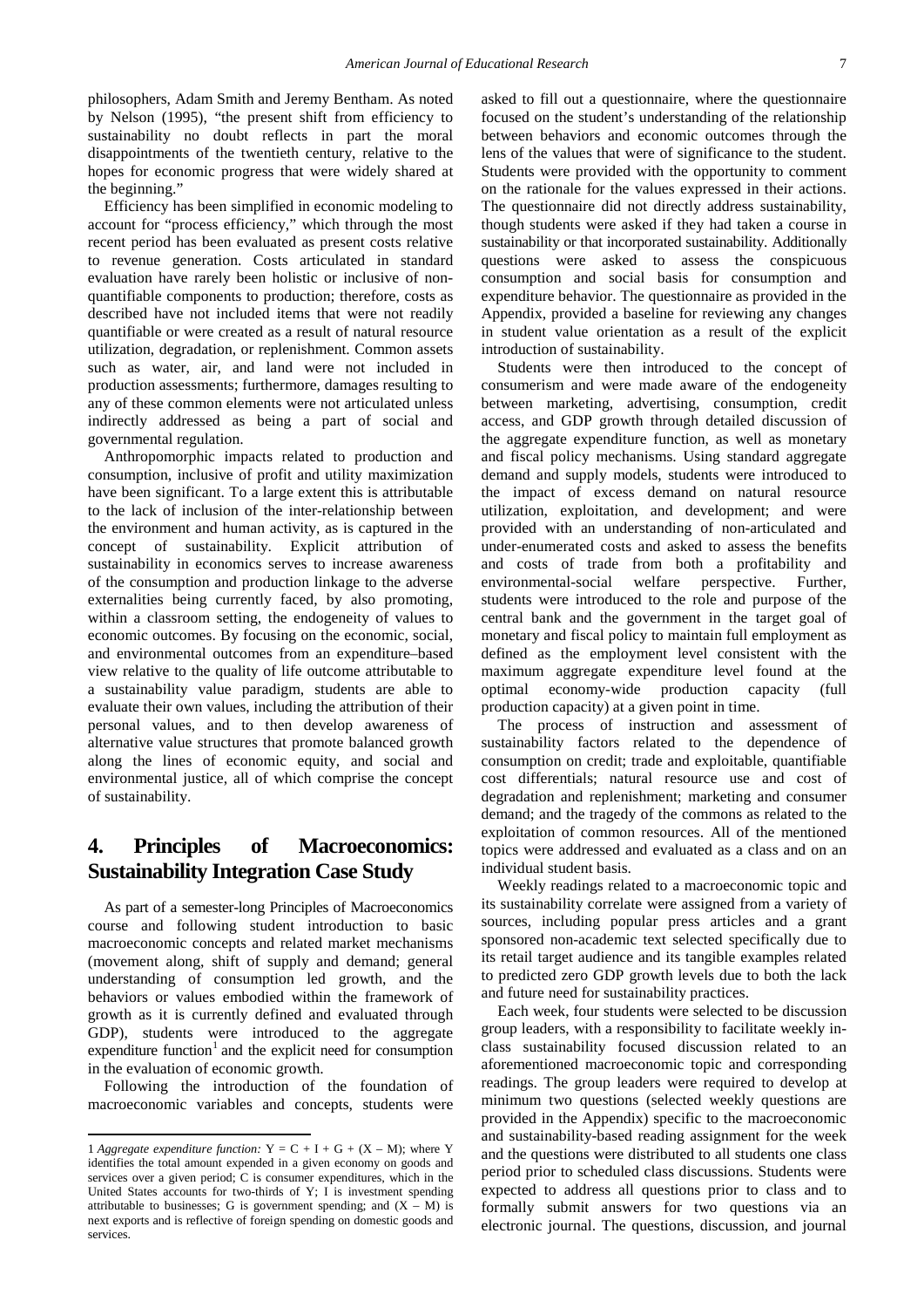philosophers, Adam Smith and Jeremy Bentham. As noted by Nelson (1995), "the present shift from efficiency to sustainability no doubt reflects in part the moral disappointments of the twentieth century, relative to the hopes for economic progress that were widely shared at the beginning."

Efficiency has been simplified in economic modeling to account for "process efficiency," which through the most recent period has been evaluated as present costs relative to revenue generation. Costs articulated in standard evaluation have rarely been holistic or inclusive of non-quantifiable components to production; therefore, costs as described have not included items that were not readily quantifiable or were created as a result of natural resource utilization, degradation, or replenishment. Common assets such as water, air, and land were not included in production assessments; furthermore, damages resulting to any of these common elements were not articulated unless indirectly addressed as being a part of social and governmental regulation.

Anthropomorphic impacts related to production and consumption, inclusive of profit and utility maximization have been significant. To a large extent this is attributable to the lack of inclusion of the inter-relationship between the environment and human activity, as is captured in the concept of sustainability. Explicit attribution of sustainability in economics serves to increase awareness of the consumption and production linkage to the adverse externalities being currently faced, by also promoting, within a classroom setting, the endogeneity of values to economic outcomes. By focusing on the economic, social, and environmental outcomes from an expenditure–based view relative to the quality of life outcome attributable to a sustainability value paradigm, students are able to evaluate their own values, including the attribution of their personal values, and to then develop awareness of alternative value structures that promote balanced growth along the lines of economic equity, and social and environmental justice, all of which comprise the concept of sustainability.

## 4. Principles of Macroeconomics: Sustainability Integration Case Study

As part of a semester-long Principles of Macroeconomics course and following student introduction to basic macroeconomic concepts and related market mechanisms (movement along, shift of supply and demand; general understanding of consumption led growth, and the behaviors or values embodied within the framework of growth as it is currently defined and evaluated through GDP), students were introduced to the aggregate expenditure function[1] and the explicit need for consumption in the evaluation of economic growth.

Following the introduction of the foundation of macroeconomic variables and concepts, students were asked to fill out a questionnaire, where the questionnaire focused on the student's understanding of the relationship between behaviors and economic outcomes through the lens of the values that were of significance to the student. Students were provided with the opportunity to comment on the rationale for the values expressed in their actions. The questionnaire did not directly address sustainability, though students were asked if they had taken a course in sustainability or that incorporated sustainability. Additionally questions were asked to assess the conspicuous consumption and social basis for consumption and expenditure behavior. The questionnaire as provided in the Appendix, provided a baseline for reviewing any changes in student value orientation as a result of the explicit introduction of sustainability.

Students were then introduced to the concept of consumerism and were made aware of the endogeneity between marketing, advertising, consumption, credit access, and GDP growth through detailed discussion of the aggregate expenditure function, as well as monetary and fiscal policy mechanisms. Using standard aggregate demand and supply models, students were introduced to the impact of excess demand on natural resource utilization, exploitation, and development; and were provided with an understanding of non-articulated and under-enumerated costs and asked to assess the benefits and costs of trade from both a profitability and environmental-social welfare perspective. Further, students were introduced to the role and purpose of the central bank and the government in the target goal of monetary and fiscal policy to maintain full employment as defined as the employment level consistent with the maximum aggregate expenditure level found at the optimal economy-wide production capacity (full production capacity) at a given point in time.

The process of instruction and assessment of sustainability factors related to the dependence of consumption on credit; trade and exploitable, quantifiable cost differentials; natural resource use and cost of degradation and replenishment; marketing and consumer demand; and the tragedy of the commons as related to the exploitation of common resources. All of the mentioned topics were addressed and evaluated as a class and on an individual student basis.

Weekly readings related to a macroeconomic topic and its sustainability correlate were assigned from a variety of sources, including popular press articles and a grant sponsored non-academic text selected specifically due to its retail target audience and its tangible examples related to predicted zero GDP growth levels due to both the lack and future need for sustainability practices.

Each week, four students were selected to be discussion group leaders, with a responsibility to facilitate weekly in-class sustainability focused discussion related to an aforementioned macroeconomic topic and corresponding readings. The group leaders were required to develop at minimum two questions (selected weekly questions are provided in the Appendix) specific to the macroeconomic and sustainability-based reading assignment for the week and the questions were distributed to all students one class period prior to scheduled class discussions. Students were expected to address all questions prior to class and to formally submit answers for two questions via an electronic journal. The questions, discussion, and journal

---

1 *Aggregate expenditure function:* $Y = C + I + G + (X - M)$; where Y identifies the total amount expended in a given economy on goods and services over a given period; C is consumer expenditures, which in the United States accounts for two-thirds of Y; I is investment spending attributable to businesses; G is government spending; and $(X - M)$ is next exports and is reflective of foreign spending on domestic goods and services.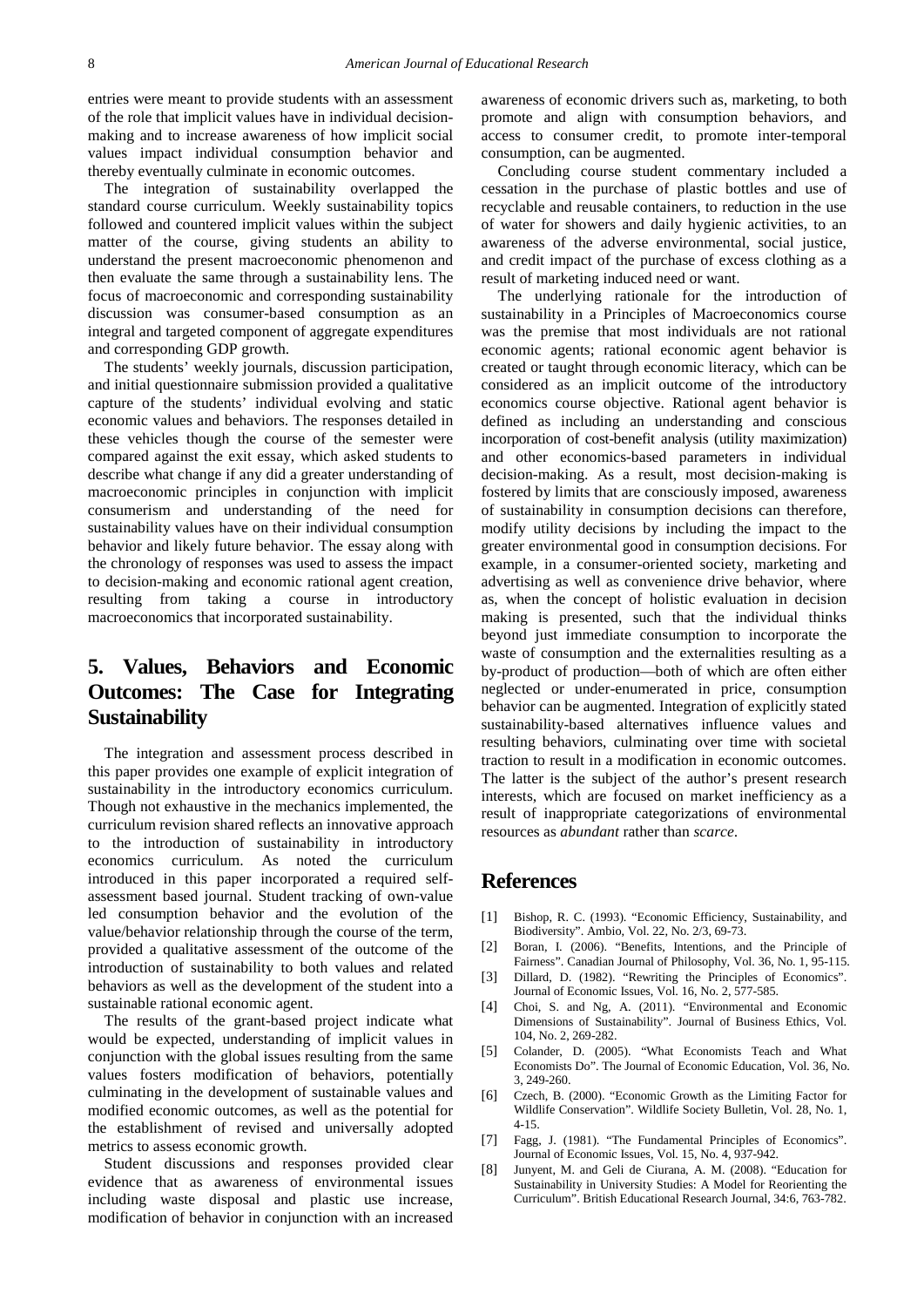entries were meant to provide students with an assessment of the role that implicit values have in individual decision-making and to increase awareness of how implicit social values impact individual consumption behavior and thereby eventually culminate in economic outcomes.

The integration of sustainability overlapped the standard course curriculum. Weekly sustainability topics followed and countered implicit values within the subject matter of the course, giving students an ability to understand the present macroeconomic phenomenon and then evaluate the same through a sustainability lens. The focus of macroeconomic and corresponding sustainability discussion was consumer-based consumption as an integral and targeted component of aggregate expenditures and corresponding GDP growth.

The students' weekly journals, discussion participation, and initial questionnaire submission provided a qualitative capture of the students' individual evolving and static economic values and behaviors. The responses detailed in these vehicles though the course of the semester were compared against the exit essay, which asked students to describe what change if any did a greater understanding of macroeconomic principles in conjunction with implicit consumerism and understanding of the need for sustainability values have on their individual consumption behavior and likely future behavior. The essay along with the chronology of responses was used to assess the impact to decision-making and economic rational agent creation, resulting from taking a course in introductory macroeconomics that incorporated sustainability.

## 5. Values, Behaviors and Economic Outcomes: The Case for Integrating Sustainability

The integration and assessment process described in this paper provides one example of explicit integration of sustainability in the introductory economics curriculum. Though not exhaustive in the mechanics implemented, the curriculum revision shared reflects an innovative approach to the introduction of sustainability in introductory economics curriculum. As noted the curriculum introduced in this paper incorporated a required self-assessment based journal. Student tracking of own-value led consumption behavior and the evolution of the value/behavior relationship through the course of the term, provided a qualitative assessment of the outcome of the introduction of sustainability to both values and related behaviors as well as the development of the student into a sustainable rational economic agent.

The results of the grant-based project indicate what would be expected, understanding of implicit values in conjunction with the global issues resulting from the same values fosters modification of behaviors, potentially culminating in the development of sustainable values and modified economic outcomes, as well as the potential for the establishment of revised and universally adopted metrics to assess economic growth.

Student discussions and responses provided clear evidence that as awareness of environmental issues including waste disposal and plastic use increase, modification of behavior in conjunction with an increased awareness of economic drivers such as, marketing, to both promote and align with consumption behaviors, and access to consumer credit, to promote inter-temporal consumption, can be augmented.

Concluding course student commentary included a cessation in the purchase of plastic bottles and use of recyclable and reusable containers, to reduction in the use of water for showers and daily hygienic activities, to an awareness of the adverse environmental, social justice, and credit impact of the purchase of excess clothing as a result of marketing induced need or want.

The underlying rationale for the introduction of sustainability in a Principles of Macroeconomics course was the premise that most individuals are not rational economic agents; rational economic agent behavior is created or taught through economic literacy, which can be considered as an implicit outcome of the introductory economics course objective. Rational agent behavior is defined as including an understanding and conscious incorporation of cost-benefit analysis (utility maximization) and other economics-based parameters in individual decision-making. As a result, most decision-making is fostered by limits that are consciously imposed, awareness of sustainability in consumption decisions can therefore, modify utility decisions by including the impact to the greater environmental good in consumption decisions. For example, in a consumer-oriented society, marketing and advertising as well as convenience drive behavior, where as, when the concept of holistic evaluation in decision making is presented, such that the individual thinks beyond just immediate consumption to incorporate the waste of consumption and the externalities resulting as a by-product of production—both of which are often either neglected or under-enumerated in price, consumption behavior can be augmented. Integration of explicitly stated sustainability-based alternatives influence values and resulting behaviors, culminating over time with societal traction to result in a modification in economic outcomes. The latter is the subject of the author's present research interests, which are focused on market inefficiency as a result of inappropriate categorizations of environmental resources as *abundant* rather than *scarce*.

## References

[1] Bishop, R. C. (1993). "Economic Efficiency, Sustainability, and Biodiversity". Ambio, Vol. 22, No. 2/3, 69-73.

[2] Boran, I. (2006). "Benefits, Intentions, and the Principle of Fairness". Canadian Journal of Philosophy, Vol. 36, No. 1, 95-115.

[3] Dillard, D. (1982). "Rewriting the Principles of Economics". Journal of Economic Issues, Vol. 16, No. 2, 577-585.

[4] Choi, S. and Ng, A. (2011). "Environmental and Economic Dimensions of Sustainability". Journal of Business Ethics, Vol. 104, No. 2, 269-282.

[5] Colander, D. (2005). "What Economists Teach and What Economists Do". The Journal of Economic Education, Vol. 36, No. 3, 249-260.

[6] Czech, B. (2000). "Economic Growth as the Limiting Factor for Wildlife Conservation". Wildlife Society Bulletin, Vol. 28, No. 1, 4-15.

[7] Fagg, J. (1981). "The Fundamental Principles of Economics". Journal of Economic Issues, Vol. 15, No. 4, 937-942.

[8] Junyent, M. and Geli de Ciurana, A. M. (2008). "Education for Sustainability in University Studies: A Model for Reorienting the Curriculum". British Educational Research Journal, 34:6, 763-782.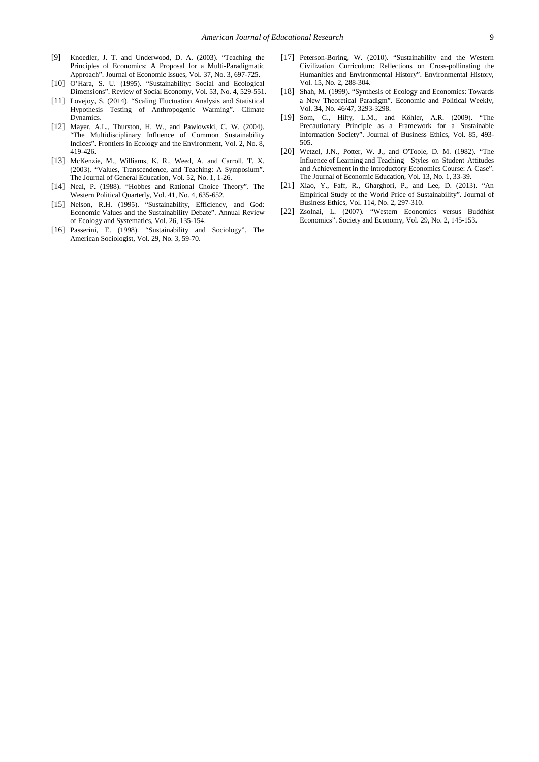[9] Knoedler, J. T. and Underwood, D. A. (2003). "Teaching the Principles of Economics: A Proposal for a Multi-Paradigmatic Approach". Journal of Economic Issues, Vol. 37, No. 3, 697-725.

[10] O'Hara, S. U. (1995). "Sustainability: Social and Ecological Dimensions". Review of Social Economy, Vol. 53, No. 4, 529-551.

[11] Lovejoy, S. (2014). "Scaling Fluctuation Analysis and Statistical Hypothesis Testing of Anthropogenic Warming". Climate Dynamics.

[12] Mayer, A.L., Thurston, H. W., and Pawlowski, C. W. (2004). "The Multidisciplinary Influence of Common Sustainability Indices". Frontiers in Ecology and the Environment, Vol. 2, No. 8, 419-426.

[13] McKenzie, M., Williams, K. R., Weed, A. and Carroll, T. X. (2003). "Values, Transcendence, and Teaching: A Symposium". The Journal of General Education, Vol. 52, No. 1, 1-26.

[14] Neal, P. (1988). "Hobbes and Rational Choice Theory". The Western Political Quarterly, Vol. 41, No. 4, 635-652.

[15] Nelson, R.H. (1995). "Sustainability, Efficiency, and God: Economic Values and the Sustainability Debate". Annual Review of Ecology and Systematics, Vol. 26, 135-154.

[16] Passerini, E. (1998). "Sustainability and Sociology". The American Sociologist, Vol. 29, No. 3, 59-70.

[17] Peterson-Boring, W. (2010). "Sustainability and the Western Civilization Curriculum: Reflections on Cross-pollinating the Humanities and Environmental History". Environmental History, Vol. 15, No. 2, 288-304.

[18] Shah, M. (1999). "Synthesis of Ecology and Economics: Towards a New Theoretical Paradigm". Economic and Political Weekly, Vol. 34, No. 46/47, 3293-3298.

[19] Som, C., Hilty, L.M., and Köhler, A.R. (2009). "The Precautionary Principle as a Framework for a Sustainable Information Society". Journal of Business Ethics, Vol. 85, 493-505.

[20] Wetzel, J.N., Potter, W. J., and O'Toole, D. M. (1982). "The Influence of Learning and Teaching Styles on Student Attitudes and Achievement in the Introductory Economics Course: A Case". The Journal of Economic Education, Vol. 13, No. 1, 33-39.

[21] Xiao, Y., Faff, R., Gharghori, P., and Lee, D. (2013). "An Empirical Study of the World Price of Sustainability". Journal of Business Ethics, Vol. 114, No. 2, 297-310.

[22] Zsolnai, L. (2007). "Western Economics versus Buddhist Economics". Society and Economy, Vol. 29, No. 2, 145-153.